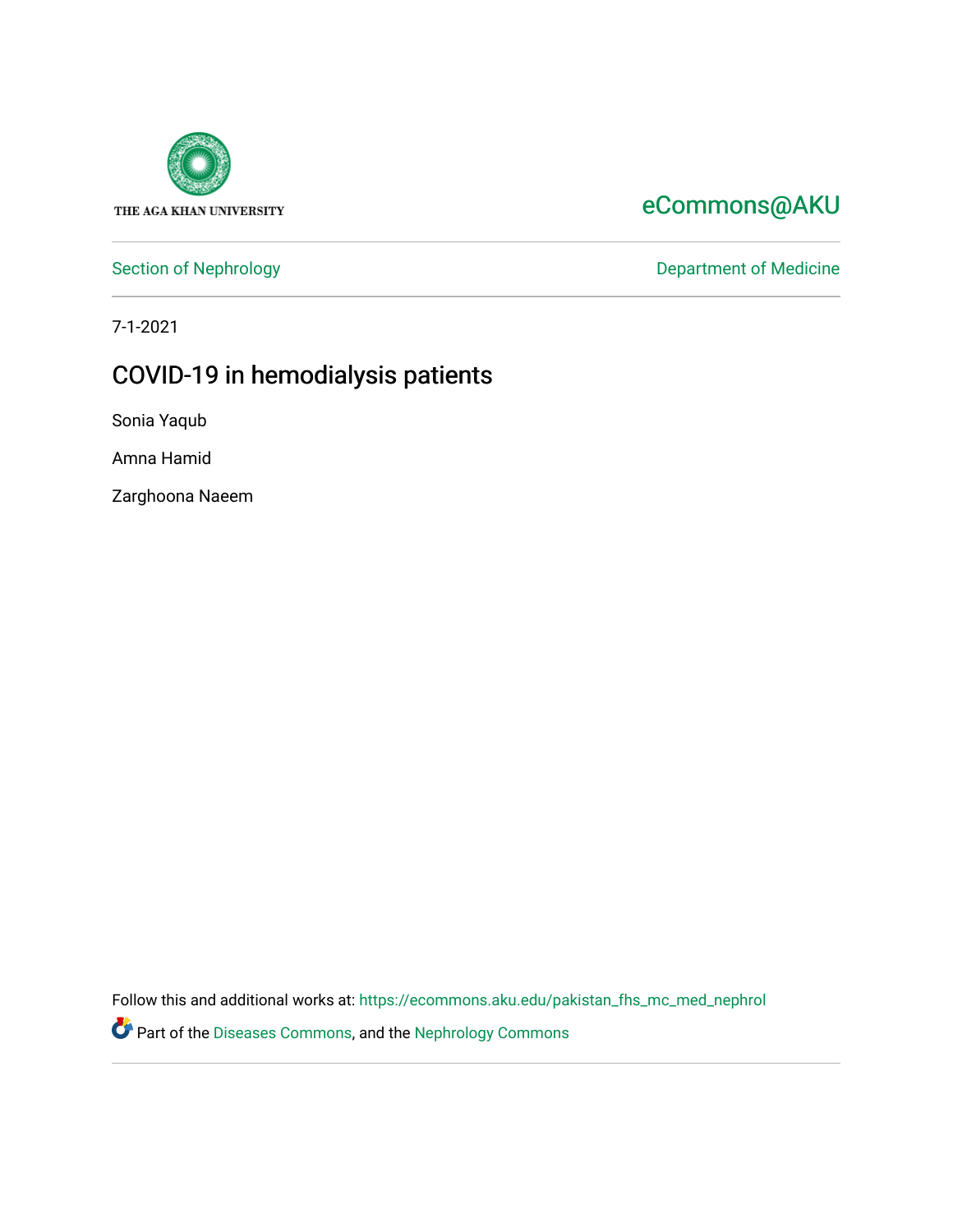THE AGA KHAN UNIVERSITY

eCommons@AKU

Section of Nephrology

Department of Medicine

7-1-2021

# COVID-19 in hemodialysis patients

Sonia Yaqub

Amna Hamid

Zarghoona Naeem

Follow this and additional works at: https://ecommons.aku.edu/pakistan_fhs_mc_med_nephrol

Part of the Diseases Commons, and the Nephrology Commons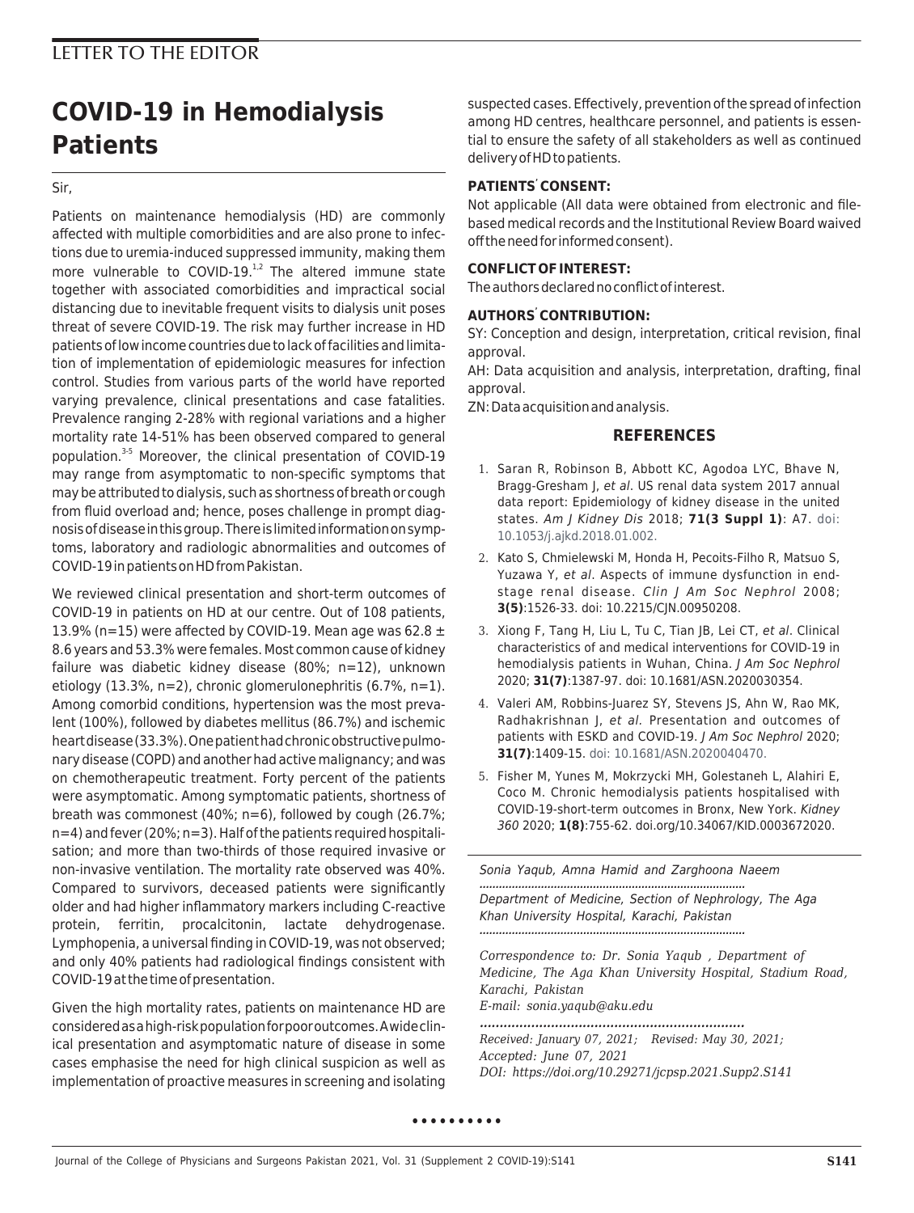LETTER TO THE EDITOR

# COVID-19 in Hemodialysis Patients

Sir,

Patients on maintenance hemodialysis (HD) are commonly affected with multiple comorbidities and are also prone to infections due to uremia-induced suppressed immunity, making them more vulnerable to COVID-19.[1,2] The altered immune state together with associated comorbidities and impractical social distancing due to inevitable frequent visits to dialysis unit poses threat of severe COVID-19. The risk may further increase in HD patients of low income countries due to lack of facilities and limitation of implementation of epidemiologic measures for infection control. Studies from various parts of the world have reported varying prevalence, clinical presentations and case fatalities. Prevalence ranging 2-28% with regional variations and a higher mortality rate 14-51% has been observed compared to general population.[3-5] Moreover, the clinical presentation of COVID-19 may range from asymptomatic to non-specific symptoms that may be attributed to dialysis, such as shortness of breath or cough from fluid overload and; hence, poses challenge in prompt diagnosis of disease in this group. There is limited information on symptoms, laboratory and radiologic abnormalities and outcomes of COVID-19 in patients on HD from Pakistan.

We reviewed clinical presentation and short-term outcomes of COVID-19 in patients on HD at our centre. Out of 108 patients, 13.9% (n=15) were affected by COVID-19. Mean age was 62.8 ± 8.6 years and 53.3% were females. Most common cause of kidney failure was diabetic kidney disease (80%; n=12), unknown etiology (13.3%, n=2), chronic glomerulonephritis (6.7%, n=1). Among comorbid conditions, hypertension was the most prevalent (100%), followed by diabetes mellitus (86.7%) and ischemic heart disease (33.3%). One patient had chronic obstructive pulmonary disease (COPD) and another had active malignancy; and was on chemotherapeutic treatment. Forty percent of the patients were asymptomatic. Among symptomatic patients, shortness of breath was commonest (40%; n=6), followed by cough (26.7%; n=4) and fever (20%; n=3). Half of the patients required hospitalisation; and more than two-thirds of those required invasive or non-invasive ventilation. The mortality rate observed was 40%. Compared to survivors, deceased patients were significantly older and had higher inflammatory markers including C-reactive protein, ferritin, procalcitonin, lactate dehydrogenase. Lymphopenia, a universal finding in COVID-19, was not observed; and only 40% patients had radiological findings consistent with COVID-19 at the time of presentation.

Given the high mortality rates, patients on maintenance HD are considered as a high-risk population for poor outcomes. A wide clinical presentation and asymptomatic nature of disease in some cases emphasise the need for high clinical suspicion as well as implementation of proactive measures in screening and isolating suspected cases. Effectively, prevention of the spread of infection among HD centres, healthcare personnel, and patients is essential to ensure the safety of all stakeholders as well as continued delivery of HD to patients.

**PATIENTS' CONSENT:**

Not applicable (All data were obtained from electronic and file-based medical records and the Institutional Review Board waived off the need for informed consent).

**CONFLICT OF INTEREST:**

The authors declared no conflict of interest.

**AUTHORS' CONTRIBUTION:**

SY: Conception and design, interpretation, critical revision, final approval.

AH: Data acquisition and analysis, interpretation, drafting, final approval.

ZN: Data acquisition and analysis.

## REFERENCES

1. Saran R, Robinson B, Abbott KC, Agodoa LYC, Bhave N, Bragg-Gresham J, *et al*. US renal data system 2017 annual data report: Epidemiology of kidney disease in the united states. *Am J Kidney Dis* 2018; **71(3 Suppl 1)**: A7. doi: 10.1053/j.ajkd.2018.01.002.
2. Kato S, Chmielewski M, Honda H, Pecoits-Filho R, Matsuo S, Yuzawa Y, *et al*. Aspects of immune dysfunction in end-stage renal disease. *Clin J Am Soc Nephrol* 2008; **3(5)**:1526-33. doi: 10.2215/CJN.00950208.
3. Xiong F, Tang H, Liu L, Tu C, Tian JB, Lei CT, *et al*. Clinical characteristics of and medical interventions for COVID-19 in hemodialysis patients in Wuhan, China. *J Am Soc Nephrol* 2020; **31(7)**:1387-97. doi: 10.1681/ASN.2020030354.
4. Valeri AM, Robbins-Juarez SY, Stevens JS, Ahn W, Rao MK, Radhakrishnan J, *et al*. Presentation and outcomes of patients with ESKD and COVID-19. *J Am Soc Nephrol* 2020; **31(7)**:1409-15. doi: 10.1681/ASN.2020040470.
5. Fisher M, Yunes M, Mokrzycki MH, Golestaneh L, Alahiri E, Coco M. Chronic hemodialysis patients hospitalised with COVID-19-short-term outcomes in Bronx, New York. *Kidney 360* 2020; **1(8)**:755-62. doi.org/10.34067/KID.0003672020.

*Sonia Yaqub, Amna Hamid and Zarghoona Naeem*

*Department of Medicine, Section of Nephrology, The Aga Khan University Hospital, Karachi, Pakistan*

*Correspondence to: Dr. Sonia Yaqub , Department of Medicine, The Aga Khan University Hospital, Stadium Road, Karachi, Pakistan*
*E-mail: sonia.yaqub@aku.edu*

*Received: January 07, 2021; Revised: May 30, 2021; Accepted: June 07, 2021*
*DOI: https://doi.org/10.29271/jcpsp.2021.Supp2.S141*